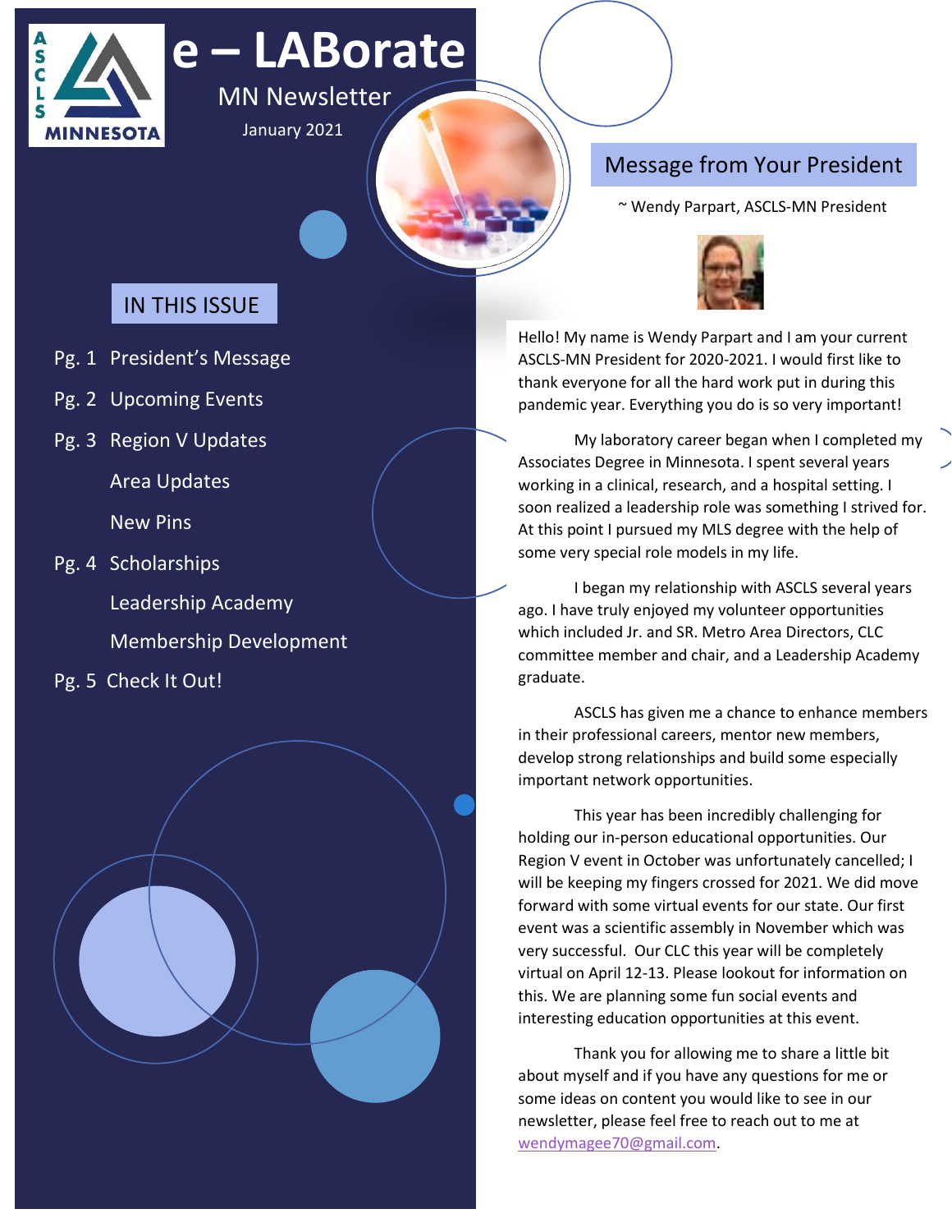# e – LABorate

MN Newsletter

January 2021

## IN THIS ISSUE

- Pg. 1 President's Message
- Pg. 2 Upcoming Events
- Pg. 3 Region V Updates
  - Area Updates
  - New Pins
- Pg. 4 Scholarships
  - Leadership Academy
  - Membership Development
- Pg. 5 Check It Out!

## Message from Your President

~ Wendy Parpart, ASCLS-MN President

Hello! My name is Wendy Parpart and I am your current ASCLS-MN President for 2020-2021. I would first like to thank everyone for all the hard work put in during this pandemic year. Everything you do is so very important!

My laboratory career began when I completed my Associates Degree in Minnesota. I spent several years working in a clinical, research, and a hospital setting. I soon realized a leadership role was something I strived for. At this point I pursued my MLS degree with the help of some very special role models in my life.

I began my relationship with ASCLS several years ago. I have truly enjoyed my volunteer opportunities which included Jr. and SR. Metro Area Directors, CLC committee member and chair, and a Leadership Academy graduate.

ASCLS has given me a chance to enhance members in their professional careers, mentor new members, develop strong relationships and build some especially important network opportunities.

This year has been incredibly challenging for holding our in-person educational opportunities. Our Region V event in October was unfortunately cancelled; I will be keeping my fingers crossed for 2021. We did move forward with some virtual events for our state. Our first event was a scientific assembly in November which was very successful. Our CLC this year will be completely virtual on April 12-13. Please lookout for information on this. We are planning some fun social events and interesting education opportunities at this event.

Thank you for allowing me to share a little bit about myself and if you have any questions for me or some ideas on content you would like to see in our newsletter, please feel free to reach out to me at wendymagee70@gmail.com.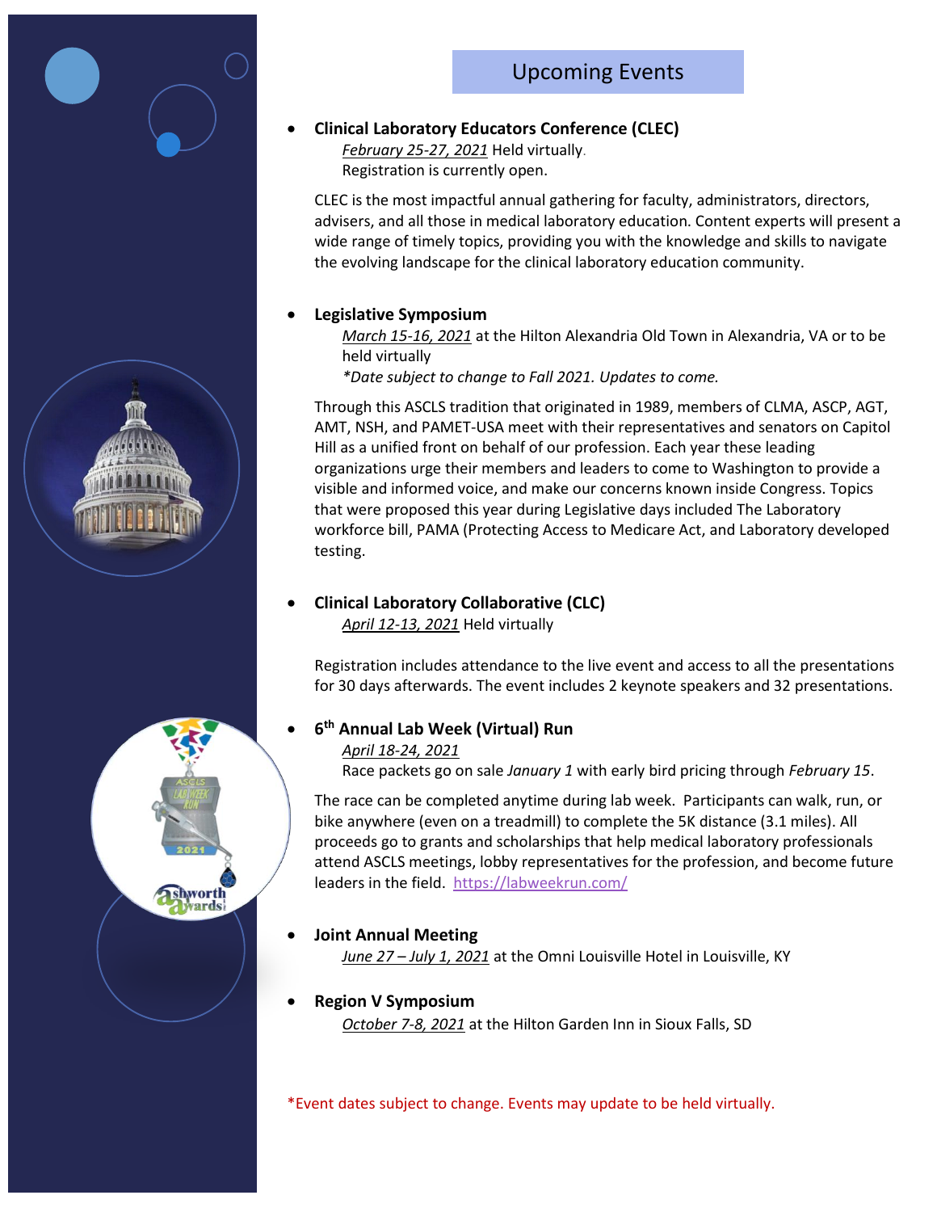## Upcoming Events

- **Clinical Laboratory Educators Conference (CLEC)**

  *February 25-27, 2021* Held virtually.
  Registration is currently open.

  CLEC is the most impactful annual gathering for faculty, administrators, directors, advisers, and all those in medical laboratory education. Content experts will present a wide range of timely topics, providing you with the knowledge and skills to navigate the evolving landscape for the clinical laboratory education community.

- **Legislative Symposium**

  *March 15-16, 2021* at the Hilton Alexandria Old Town in Alexandria, VA or to be held virtually
  *\*Date subject to change to Fall 2021. Updates to come.*

  Through this ASCLS tradition that originated in 1989, members of CLMA, ASCP, AGT, AMT, NSH, and PAMET-USA meet with their representatives and senators on Capitol Hill as a unified front on behalf of our profession. Each year these leading organizations urge their members and leaders to come to Washington to provide a visible and informed voice, and make our concerns known inside Congress. Topics that were proposed this year during Legislative days included The Laboratory workforce bill, PAMA (Protecting Access to Medicare Act, and Laboratory developed testing.

- **Clinical Laboratory Collaborative (CLC)**

  *April 12-13, 2021* Held virtually

  Registration includes attendance to the live event and access to all the presentations for 30 days afterwards. The event includes 2 keynote speakers and 32 presentations.

- **6th Annual Lab Week (Virtual) Run**

  *April 18-24, 2021*
  Race packets go on sale *January 1* with early bird pricing through *February 15*.

  The race can be completed anytime during lab week. Participants can walk, run, or bike anywhere (even on a treadmill) to complete the 5K distance (3.1 miles). All proceeds go to grants and scholarships that help medical laboratory professionals attend ASCLS meetings, lobby representatives for the profession, and become future leaders in the field. https://labweekrun.com/

- **Joint Annual Meeting**

  *June 27 – July 1, 2021* at the Omni Louisville Hotel in Louisville, KY

- **Region V Symposium**

  *October 7-8, 2021* at the Hilton Garden Inn in Sioux Falls, SD

*Event dates subject to change. Events may update to be held virtually.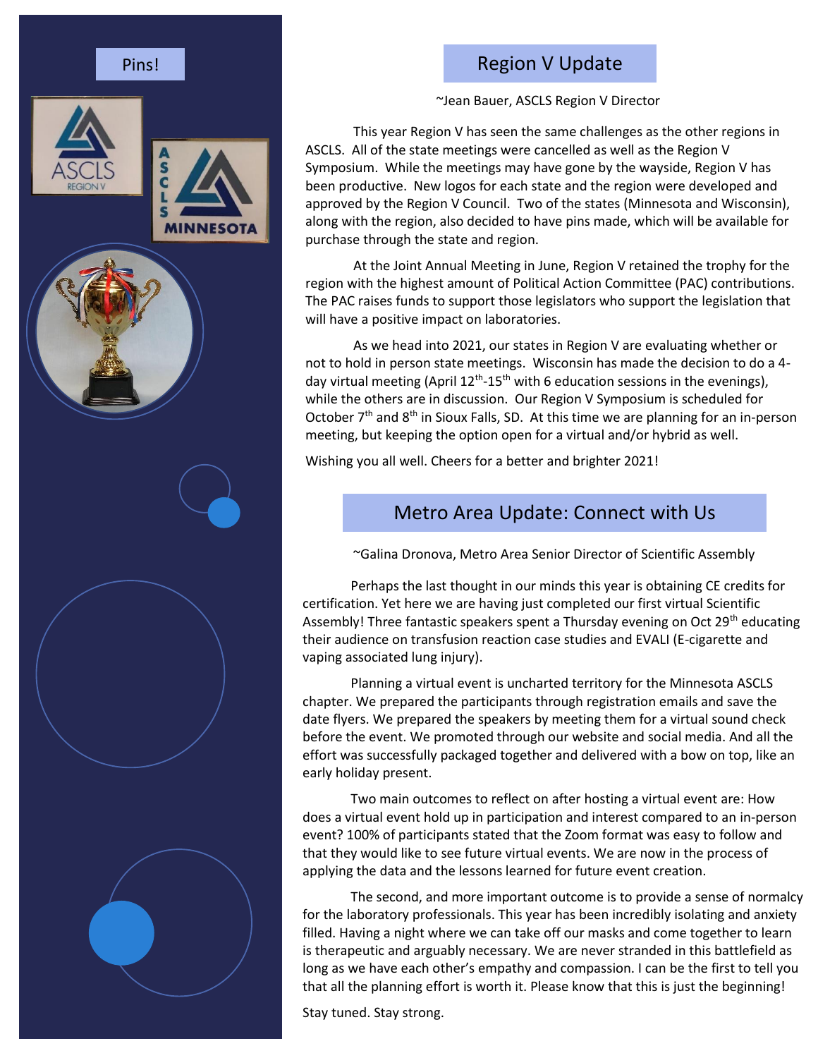## Pins!

## Region V Update

~Jean Bauer, ASCLS Region V Director

This year Region V has seen the same challenges as the other regions in ASCLS. All of the state meetings were cancelled as well as the Region V Symposium. While the meetings may have gone by the wayside, Region V has been productive. New logos for each state and the region were developed and approved by the Region V Council. Two of the states (Minnesota and Wisconsin), along with the region, also decided to have pins made, which will be available for purchase through the state and region.

At the Joint Annual Meeting in June, Region V retained the trophy for the region with the highest amount of Political Action Committee (PAC) contributions. The PAC raises funds to support those legislators who support the legislation that will have a positive impact on laboratories.

As we head into 2021, our states in Region V are evaluating whether or not to hold in person state meetings. Wisconsin has made the decision to do a 4-day virtual meeting (April 12th-15th with 6 education sessions in the evenings), while the others are in discussion. Our Region V Symposium is scheduled for October 7th and 8th in Sioux Falls, SD. At this time we are planning for an in-person meeting, but keeping the option open for a virtual and/or hybrid as well.

Wishing you all well. Cheers for a better and brighter 2021!

## Metro Area Update: Connect with Us

~Galina Dronova, Metro Area Senior Director of Scientific Assembly

Perhaps the last thought in our minds this year is obtaining CE credits for certification. Yet here we are having just completed our first virtual Scientific Assembly! Three fantastic speakers spent a Thursday evening on Oct 29th educating their audience on transfusion reaction case studies and EVALI (E-cigarette and vaping associated lung injury).

Planning a virtual event is uncharted territory for the Minnesota ASCLS chapter. We prepared the participants through registration emails and save the date flyers. We prepared the speakers by meeting them for a virtual sound check before the event. We promoted through our website and social media. And all the effort was successfully packaged together and delivered with a bow on top, like an early holiday present.

Two main outcomes to reflect on after hosting a virtual event are: How does a virtual event hold up in participation and interest compared to an in-person event? 100% of participants stated that the Zoom format was easy to follow and that they would like to see future virtual events. We are now in the process of applying the data and the lessons learned for future event creation.

The second, and more important outcome is to provide a sense of normalcy for the laboratory professionals. This year has been incredibly isolating and anxiety filled. Having a night where we can take off our masks and come together to learn is therapeutic and arguably necessary. We are never stranded in this battlefield as long as we have each other's empathy and compassion. I can be the first to tell you that all the planning effort is worth it. Please know that this is just the beginning!

Stay tuned. Stay strong.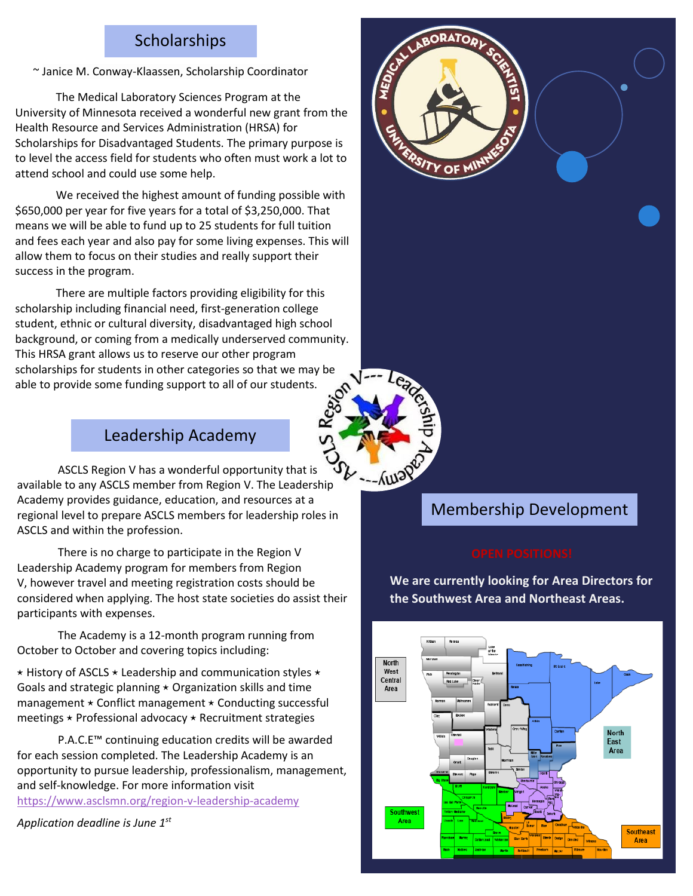## Scholarships

~ Janice M. Conway-Klaassen, Scholarship Coordinator

The Medical Laboratory Sciences Program at the University of Minnesota received a wonderful new grant from the Health Resource and Services Administration (HRSA) for Scholarships for Disadvantaged Students. The primary purpose is to level the access field for students who often must work a lot to attend school and could use some help.

We received the highest amount of funding possible with $650,000 per year for five years for a total of $3,250,000. That means we will be able to fund up to 25 students for full tuition and fees each year and also pay for some living expenses. This will allow them to focus on their studies and really support their success in the program.

There are multiple factors providing eligibility for this scholarship including financial need, first-generation college student, ethnic or cultural diversity, disadvantaged high school background, or coming from a medically underserved community. This HRSA grant allows us to reserve our other program scholarships for students in other categories so that we may be able to provide some funding support to all of our students.

## Leadership Academy

ASCLS Region V has a wonderful opportunity that is available to any ASCLS member from Region V. The Leadership Academy provides guidance, education, and resources at a regional level to prepare ASCLS members for leadership roles in ASCLS and within the profession.

There is no charge to participate in the Region V Leadership Academy program for members from Region V, however travel and meeting registration costs should be considered when applying. The host state societies do assist their participants with expenses.

The Academy is a 12-month program running from October to October and covering topics including:

⋆ History of ASCLS ⋆ Leadership and communication styles ⋆ Goals and strategic planning ⋆ Organization skills and time management ⋆ Conflict management ⋆ Conducting successful meetings ⋆ Professional advocacy ⋆ Recruitment strategies

P.A.C.E™ continuing education credits will be awarded for each session completed. The Leadership Academy is an opportunity to pursue leadership, professionalism, management, and self-knowledge. For more information visit https://www.asclsmn.org/region-v-leadership-academy

*Application deadline is June 1st*

## Membership Development

OPEN POSITIONS!

**We are currently looking for Area Directors for the Southwest Area and Northeast Areas.**

North West Central Area

North East Area

Southwest Area

Southeast Area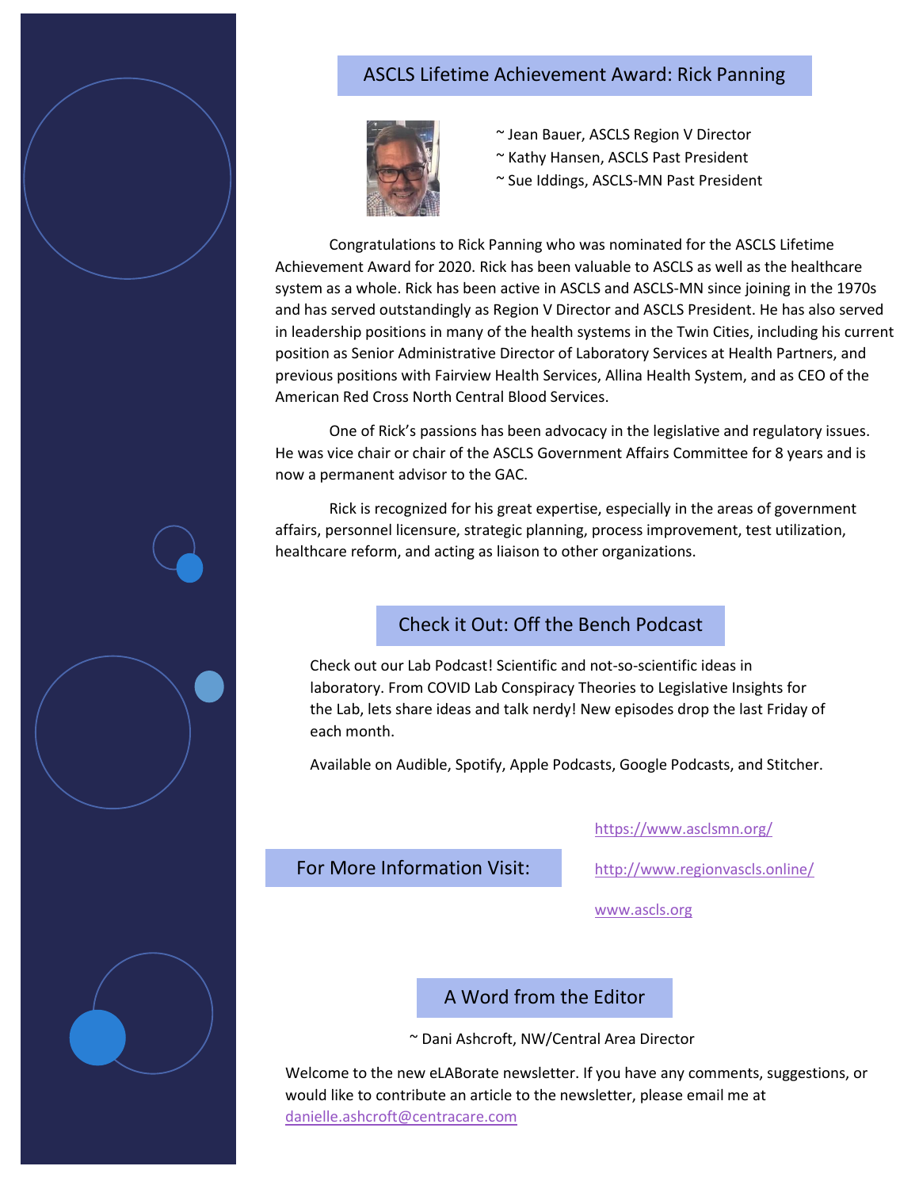## ASCLS Lifetime Achievement Award: Rick Panning

~ Jean Bauer, ASCLS Region V Director
~ Kathy Hansen, ASCLS Past President
~ Sue Iddings, ASCLS-MN Past President

Congratulations to Rick Panning who was nominated for the ASCLS Lifetime Achievement Award for 2020. Rick has been valuable to ASCLS as well as the healthcare system as a whole. Rick has been active in ASCLS and ASCLS-MN since joining in the 1970s and has served outstandingly as Region V Director and ASCLS President. He has also served in leadership positions in many of the health systems in the Twin Cities, including his current position as Senior Administrative Director of Laboratory Services at Health Partners, and previous positions with Fairview Health Services, Allina Health System, and as CEO of the American Red Cross North Central Blood Services.

One of Rick's passions has been advocacy in the legislative and regulatory issues. He was vice chair or chair of the ASCLS Government Affairs Committee for 8 years and is now a permanent advisor to the GAC.

Rick is recognized for his great expertise, especially in the areas of government affairs, personnel licensure, strategic planning, process improvement, test utilization, healthcare reform, and acting as liaison to other organizations.

## Check it Out: Off the Bench Podcast

Check out our Lab Podcast! Scientific and not-so-scientific ideas in laboratory. From COVID Lab Conspiracy Theories to Legislative Insights for the Lab, lets share ideas and talk nerdy! New episodes drop the last Friday of each month.

Available on Audible, Spotify, Apple Podcasts, Google Podcasts, and Stitcher.

## For More Information Visit:

https://www.asclsmn.org/

http://www.regionvascls.online/

www.ascls.org

## A Word from the Editor

~ Dani Ashcroft, NW/Central Area Director

Welcome to the new eLABorate newsletter. If you have any comments, suggestions, or would like to contribute an article to the newsletter, please email me at danielle.ashcroft@centracare.com